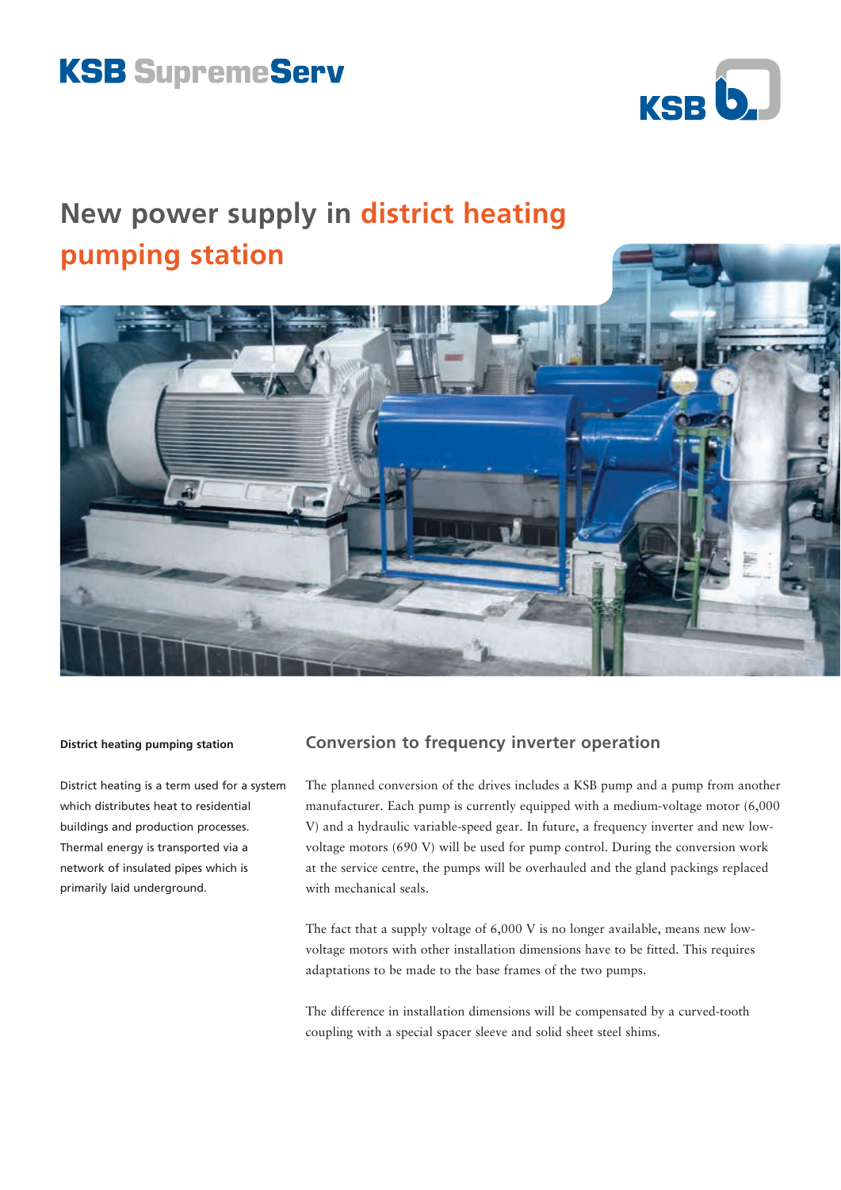KSB SupremeServ

# New power supply in district heating pumping station

**District heating pumping station**

District heating is a term used for a system which distributes heat to residential buildings and production processes. Thermal energy is transported via a network of insulated pipes which is primarily laid underground.

## Conversion to frequency inverter operation

The planned conversion of the drives includes a KSB pump and a pump from another manufacturer. Each pump is currently equipped with a medium-voltage motor (6,000 V) and a hydraulic variable-speed gear. In future, a frequency inverter and new low-voltage motors (690 V) will be used for pump control. During the conversion work at the service centre, the pumps will be overhauled and the gland packings replaced with mechanical seals.

The fact that a supply voltage of 6,000 V is no longer available, means new low-voltage motors with other installation dimensions have to be fitted. This requires adaptations to be made to the base frames of the two pumps.

The difference in installation dimensions will be compensated by a curved-tooth coupling with a special spacer sleeve and solid sheet steel shims.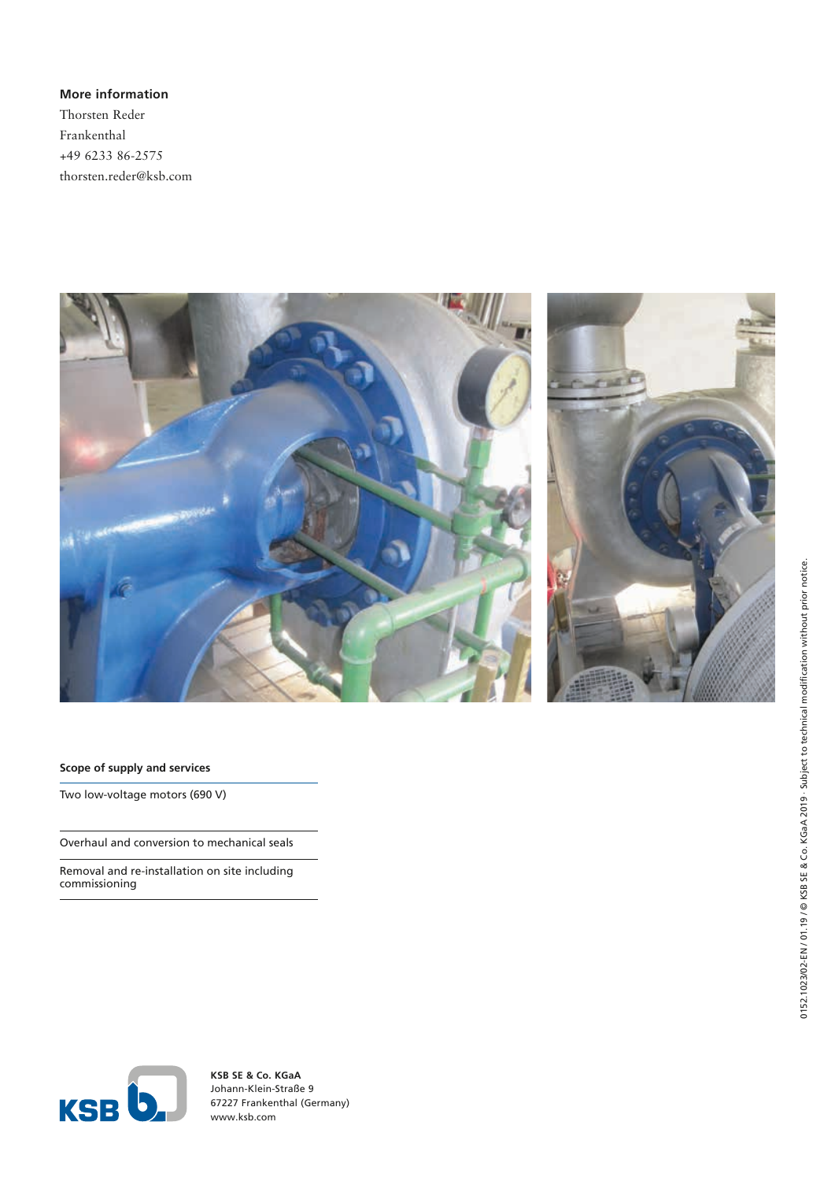**More information**

Thorsten Reder
Frankenthal
+49 6233 86-2575
thorsten.reder@ksb.com

**Scope of supply and services**

Two low-voltage motors (690 V)

Overhaul and conversion to mechanical seals

Removal and re-installation on site including commissioning

0152.1023/02-EN / 01.19 / © KSB SE & Co. KGaA 2019 · Subject to technical modification without prior notice.

**KSB SE & Co. KGaA**
Johann-Klein-Straße 9
67227 Frankenthal (Germany)
www.ksb.com